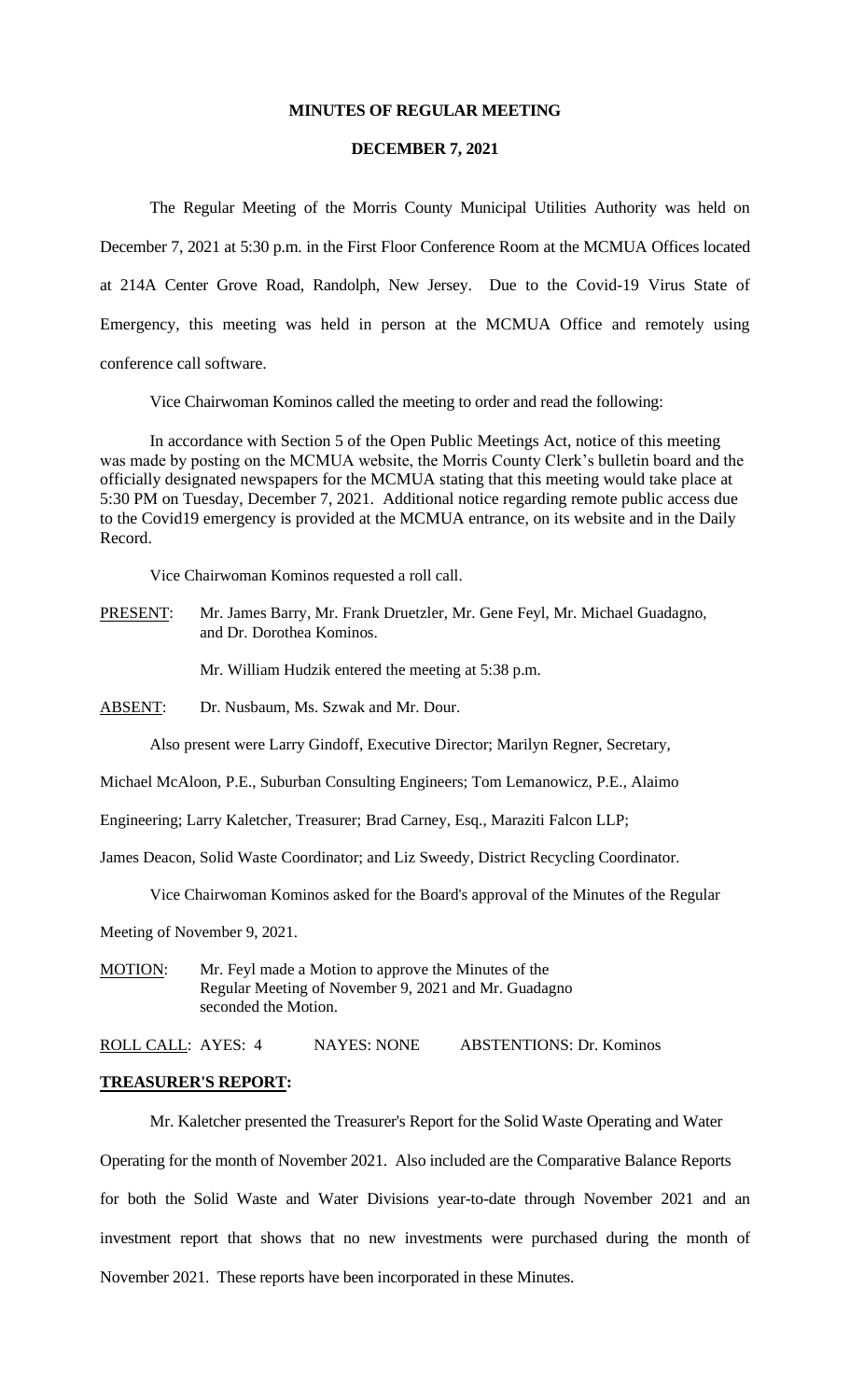**MINUTES OF REGULAR MEETING**

**DECEMBER 7, 2021**

The Regular Meeting of the Morris County Municipal Utilities Authority was held on December 7, 2021 at 5:30 p.m. in the First Floor Conference Room at the MCMUA Offices located at 214A Center Grove Road, Randolph, New Jersey. Due to the Covid-19 Virus State of Emergency, this meeting was held in person at the MCMUA Office and remotely using conference call software.

Vice Chairwoman Kominos called the meeting to order and read the following:

In accordance with Section 5 of the Open Public Meetings Act, notice of this meeting was made by posting on the MCMUA website, the Morris County Clerk's bulletin board and the officially designated newspapers for the MCMUA stating that this meeting would take place at 5:30 PM on Tuesday, December 7, 2021. Additional notice regarding remote public access due to the Covid19 emergency is provided at the MCMUA entrance, on its website and in the Daily Record.

Vice Chairwoman Kominos requested a roll call.

PRESENT: Mr. James Barry, Mr. Frank Druetzler, Mr. Gene Feyl, Mr. Michael Guadagno, and Dr. Dorothea Kominos.

Mr. William Hudzik entered the meeting at 5:38 p.m.

ABSENT: Dr. Nusbaum, Ms. Szwak and Mr. Dour.

Also present were Larry Gindoff, Executive Director; Marilyn Regner, Secretary, Michael McAloon, P.E., Suburban Consulting Engineers; Tom Lemanowicz, P.E., Alaimo Engineering; Larry Kaletcher, Treasurer; Brad Carney, Esq., Maraziti Falcon LLP; James Deacon, Solid Waste Coordinator; and Liz Sweedy, District Recycling Coordinator.

Vice Chairwoman Kominos asked for the Board's approval of the Minutes of the Regular Meeting of November 9, 2021.

MOTION: Mr. Feyl made a Motion to approve the Minutes of the Regular Meeting of November 9, 2021 and Mr. Guadagno seconded the Motion.

ROLL CALL: AYES: 4 NAYES: NONE ABSTENTIONS: Dr. Kominos

**TREASURER'S REPORT:**

Mr. Kaletcher presented the Treasurer's Report for the Solid Waste Operating and Water Operating for the month of November 2021. Also included are the Comparative Balance Reports for both the Solid Waste and Water Divisions year-to-date through November 2021 and an investment report that shows that no new investments were purchased during the month of November 2021. These reports have been incorporated in these Minutes.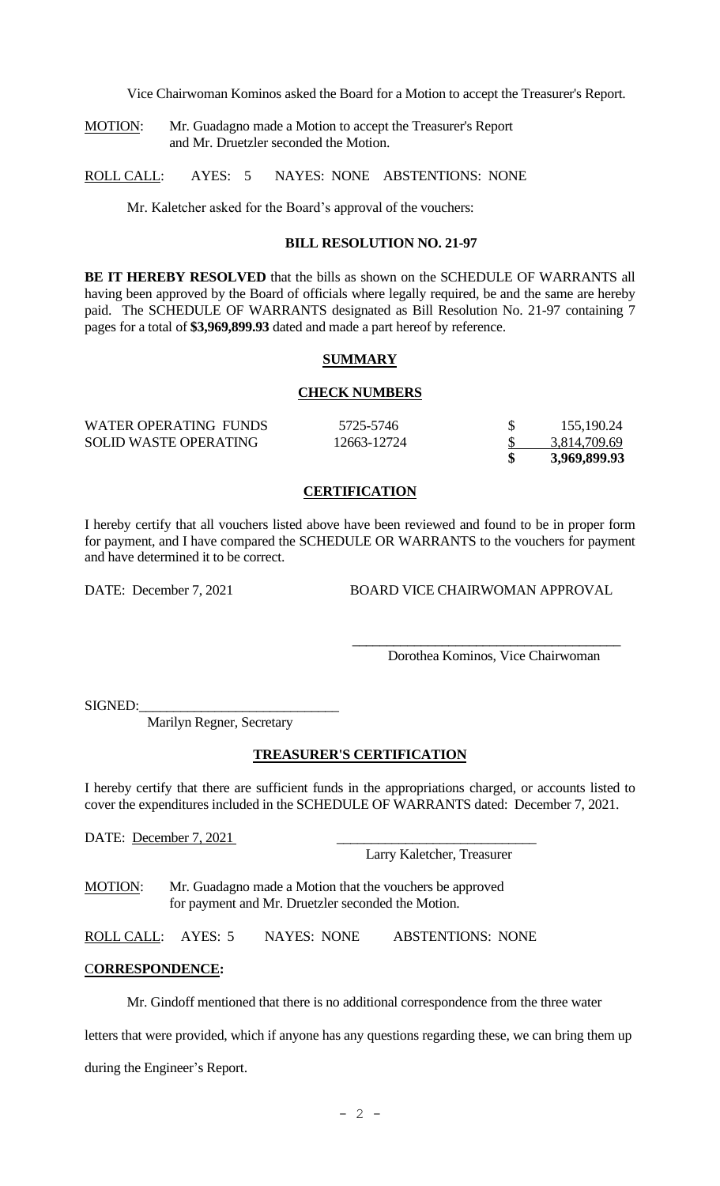Vice Chairwoman Kominos asked the Board for a Motion to accept the Treasurer's Report.

MOTION: Mr. Guadagno made a Motion to accept the Treasurer's Report and Mr. Druetzler seconded the Motion.

ROLL CALL: AYES: 5 NAYES: NONE ABSTENTIONS: NONE

Mr. Kaletcher asked for the Board's approval of the vouchers:

### BILL RESOLUTION NO. 21-97

**BE IT HEREBY RESOLVED** that the bills as shown on the SCHEDULE OF WARRANTS all having been approved by the Board of officials where legally required, be and the same are hereby paid. The SCHEDULE OF WARRANTS designated as Bill Resolution No. 21-97 containing 7 pages for a total of **$3,969,899.93** dated and made a part hereof by reference.

### SUMMARY

### CHECK NUMBERS

| | | | |
|---|---|---|---|
| WATER OPERATING FUNDS | 5725-5746 | $ | 155,190.24 |
| SOLID WASTE OPERATING | 12663-12724 | $ | 3,814,709.69 |
| | | **$** | **3,969,899.93** |

### CERTIFICATION

I hereby certify that all vouchers listed above have been reviewed and found to be in proper form for payment, and I have compared the SCHEDULE OR WARRANTS to the vouchers for payment and have determined it to be correct.

DATE: December 7, 2021 BOARD VICE CHAIRWOMAN APPROVAL

\_\_\_\_\_\_\_\_\_\_\_\_\_\_\_\_\_\_\_\_\_\_\_\_\_\_\_\_\_\_\_\_\_\_\_\_\_\_\_\_
Dorothea Kominos, Vice Chairwoman

SIGNED:\_\_\_\_\_\_\_\_\_\_\_\_\_\_\_\_\_\_\_\_\_\_\_\_\_\_\_\_\_\_
Marilyn Regner, Secretary

### TREASURER'S CERTIFICATION

I hereby certify that there are sufficient funds in the appropriations charged, or accounts listed to cover the expenditures included in the SCHEDULE OF WARRANTS dated: December 7, 2021.

DATE: December 7, 2021 \_\_\_\_\_\_\_\_\_\_\_\_\_\_\_\_\_\_\_\_\_\_\_\_\_\_\_\_\_\_
Larry Kaletcher, Treasurer

MOTION: Mr. Guadagno made a Motion that the vouchers be approved for payment and Mr. Druetzler seconded the Motion.

ROLL CALL: AYES: 5 NAYES: NONE ABSTENTIONS: NONE

**CORRESPONDENCE:**

Mr. Gindoff mentioned that there is no additional correspondence from the three water letters that were provided, which if anyone has any questions regarding these, we can bring them up during the Engineer's Report.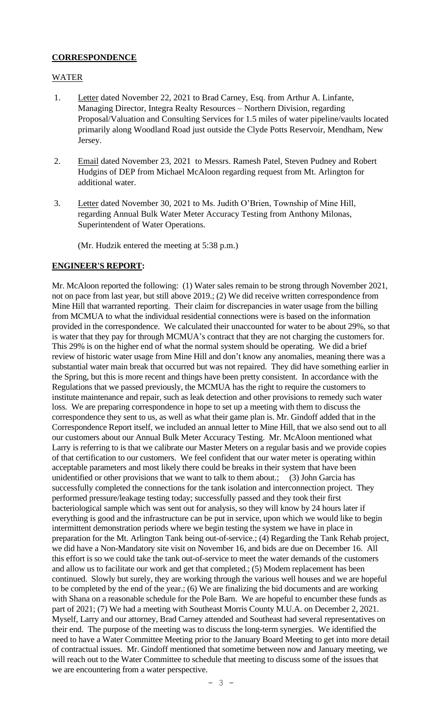## CORRESPONDENCE

### WATER

1. Letter dated November 22, 2021 to Brad Carney, Esq. from Arthur A. Linfante, Managing Director, Integra Realty Resources – Northern Division, regarding Proposal/Valuation and Consulting Services for 1.5 miles of water pipeline/vaults located primarily along Woodland Road just outside the Clyde Potts Reservoir, Mendham, New Jersey.

2. Email dated November 23, 2021 to Messrs. Ramesh Patel, Steven Pudney and Robert Hudgins of DEP from Michael McAloon regarding request from Mt. Arlington for additional water.

3. Letter dated November 30, 2021 to Ms. Judith O'Brien, Township of Mine Hill, regarding Annual Bulk Water Meter Accuracy Testing from Anthony Milonas, Superintendent of Water Operations.

   (Mr. Hudzik entered the meeting at 5:38 p.m.)

## ENGINEER'S REPORT:

Mr. McAloon reported the following: (1) Water sales remain to be strong through November 2021, not on pace from last year, but still above 2019.; (2) We did receive written correspondence from Mine Hill that warranted reporting. Their claim for discrepancies in water usage from the billing from MCMUA to what the individual residential connections were is based on the information provided in the correspondence. We calculated their unaccounted for water to be about 29%, so that is water that they pay for through MCMUA's contract that they are not charging the customers for. This 29% is on the higher end of what the normal system should be operating. We did a brief review of historic water usage from Mine Hill and don't know any anomalies, meaning there was a substantial water main break that occurred but was not repaired. They did have something earlier in the Spring, but this is more recent and things have been pretty consistent. In accordance with the Regulations that we passed previously, the MCMUA has the right to require the customers to institute maintenance and repair, such as leak detection and other provisions to remedy such water loss. We are preparing correspondence in hope to set up a meeting with them to discuss the correspondence they sent to us, as well as what their game plan is. Mr. Gindoff added that in the Correspondence Report itself, we included an annual letter to Mine Hill, that we also send out to all our customers about our Annual Bulk Meter Accuracy Testing. Mr. McAloon mentioned what Larry is referring to is that we calibrate our Master Meters on a regular basis and we provide copies of that certification to our customers. We feel confident that our water meter is operating within acceptable parameters and most likely there could be breaks in their system that have been unidentified or other provisions that we want to talk to them about.; (3) John Garcia has successfully completed the connections for the tank isolation and interconnection project. They performed pressure/leakage testing today; successfully passed and they took their first bacteriological sample which was sent out for analysis, so they will know by 24 hours later if everything is good and the infrastructure can be put in service, upon which we would like to begin intermittent demonstration periods where we begin testing the system we have in place in preparation for the Mt. Arlington Tank being out-of-service.; (4) Regarding the Tank Rehab project, we did have a Non-Mandatory site visit on November 16, and bids are due on December 16. All this effort is so we could take the tank out-of-service to meet the water demands of the customers and allow us to facilitate our work and get that completed.; (5) Modem replacement has been continued. Slowly but surely, they are working through the various well houses and we are hopeful to be completed by the end of the year.; (6) We are finalizing the bid documents and are working with Shana on a reasonable schedule for the Pole Barn. We are hopeful to encumber these funds as part of 2021; (7) We had a meeting with Southeast Morris County M.U.A. on December 2, 2021. Myself, Larry and our attorney, Brad Carney attended and Southeast had several representatives on their end. The purpose of the meeting was to discuss the long-term synergies. We identified the need to have a Water Committee Meeting prior to the January Board Meeting to get into more detail of contractual issues. Mr. Gindoff mentioned that sometime between now and January meeting, we will reach out to the Water Committee to schedule that meeting to discuss some of the issues that we are encountering from a water perspective.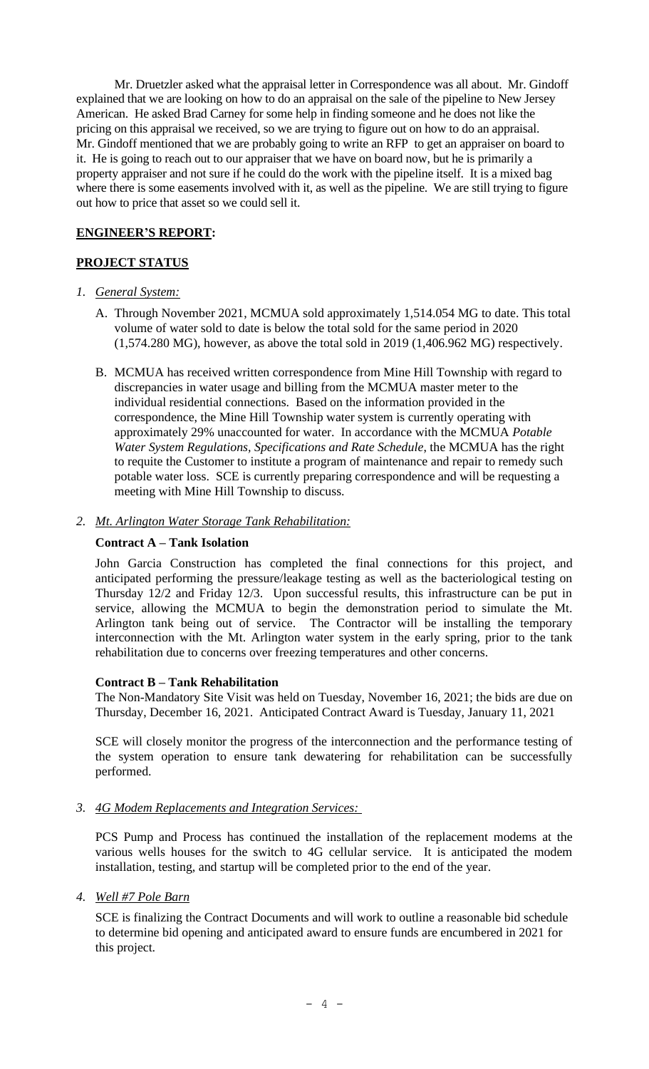Mr. Druetzler asked what the appraisal letter in Correspondence was all about. Mr. Gindoff explained that we are looking on how to do an appraisal on the sale of the pipeline to New Jersey American. He asked Brad Carney for some help in finding someone and he does not like the pricing on this appraisal we received, so we are trying to figure out on how to do an appraisal. Mr. Gindoff mentioned that we are probably going to write an RFP to get an appraiser on board to it. He is going to reach out to our appraiser that we have on board now, but he is primarily a property appraiser and not sure if he could do the work with the pipeline itself. It is a mixed bag where there is some easements involved with it, as well as the pipeline. We are still trying to figure out how to price that asset so we could sell it.

**ENGINEER'S REPORT:**

**PROJECT STATUS**

*1. General System:*

A. Through November 2021, MCMUA sold approximately 1,514.054 MG to date. This total volume of water sold to date is below the total sold for the same period in 2020 (1,574.280 MG), however, as above the total sold in 2019 (1,406.962 MG) respectively.

B. MCMUA has received written correspondence from Mine Hill Township with regard to discrepancies in water usage and billing from the MCMUA master meter to the individual residential connections. Based on the information provided in the correspondence, the Mine Hill Township water system is currently operating with approximately 29% unaccounted for water. In accordance with the MCMUA *Potable Water System Regulations, Specifications and Rate Schedule*, the MCMUA has the right to requite the Customer to institute a program of maintenance and repair to remedy such potable water loss. SCE is currently preparing correspondence and will be requesting a meeting with Mine Hill Township to discuss.

*2. Mt. Arlington Water Storage Tank Rehabilitation:*

**Contract A – Tank Isolation**

John Garcia Construction has completed the final connections for this project, and anticipated performing the pressure/leakage testing as well as the bacteriological testing on Thursday 12/2 and Friday 12/3. Upon successful results, this infrastructure can be put in service, allowing the MCMUA to begin the demonstration period to simulate the Mt. Arlington tank being out of service. The Contractor will be installing the temporary interconnection with the Mt. Arlington water system in the early spring, prior to the tank rehabilitation due to concerns over freezing temperatures and other concerns.

**Contract B – Tank Rehabilitation**

The Non-Mandatory Site Visit was held on Tuesday, November 16, 2021; the bids are due on Thursday, December 16, 2021. Anticipated Contract Award is Tuesday, January 11, 2021

SCE will closely monitor the progress of the interconnection and the performance testing of the system operation to ensure tank dewatering for rehabilitation can be successfully performed.

*3. 4G Modem Replacements and Integration Services:*

PCS Pump and Process has continued the installation of the replacement modems at the various wells houses for the switch to 4G cellular service. It is anticipated the modem installation, testing, and startup will be completed prior to the end of the year.

*4. Well #7 Pole Barn*

SCE is finalizing the Contract Documents and will work to outline a reasonable bid schedule to determine bid opening and anticipated award to ensure funds are encumbered in 2021 for this project.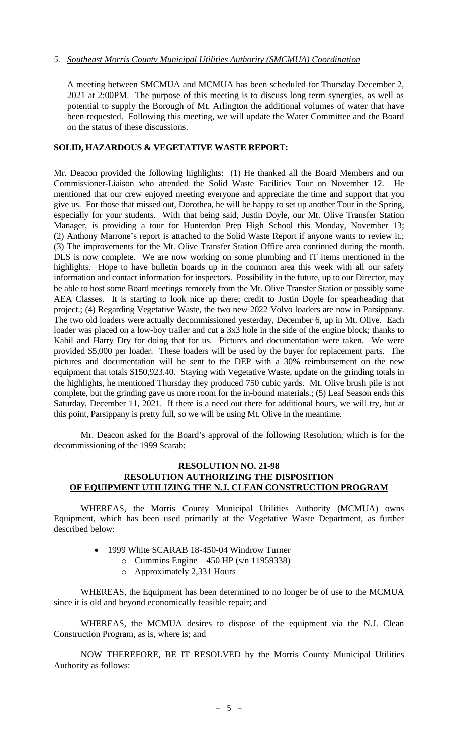*5. Southeast Morris County Municipal Utilities Authority (SMCMUA) Coordination*

A meeting between SMCMUA and MCMUA has been scheduled for Thursday December 2, 2021 at 2:00PM. The purpose of this meeting is to discuss long term synergies, as well as potential to supply the Borough of Mt. Arlington the additional volumes of water that have been requested. Following this meeting, we will update the Water Committee and the Board on the status of these discussions.

**SOLID, HAZARDOUS & VEGETATIVE WASTE REPORT:**

Mr. Deacon provided the following highlights: (1) He thanked all the Board Members and our Commissioner-Liaison who attended the Solid Waste Facilities Tour on November 12. He mentioned that our crew enjoyed meeting everyone and appreciate the time and support that you give us. For those that missed out, Dorothea, he will be happy to set up another Tour in the Spring, especially for your students. With that being said, Justin Doyle, our Mt. Olive Transfer Station Manager, is providing a tour for Hunterdon Prep High School this Monday, November 13; (2) Anthony Marrone's report is attached to the Solid Waste Report if anyone wants to review it.; (3) The improvements for the Mt. Olive Transfer Station Office area continued during the month. DLS is now complete. We are now working on some plumbing and IT items mentioned in the highlights. Hope to have bulletin boards up in the common area this week with all our safety information and contact information for inspectors. Possibility in the future, up to our Director, may be able to host some Board meetings remotely from the Mt. Olive Transfer Station or possibly some AEA Classes. It is starting to look nice up there; credit to Justin Doyle for spearheading that project.; (4) Regarding Vegetative Waste, the two new 2022 Volvo loaders are now in Parsippany. The two old loaders were actually decommissioned yesterday, December 6, up in Mt. Olive. Each loader was placed on a low-boy trailer and cut a 3x3 hole in the side of the engine block; thanks to Kahil and Harry Dry for doing that for us. Pictures and documentation were taken. We were provided $5,000 per loader. These loaders will be used by the buyer for replacement parts. The pictures and documentation will be sent to the DEP with a 30% reimbursement on the new equipment that totals $150,923.40. Staying with Vegetative Waste, update on the grinding totals in the highlights, he mentioned Thursday they produced 750 cubic yards. Mt. Olive brush pile is not complete, but the grinding gave us more room for the in-bound materials.; (5) Leaf Season ends this Saturday, December 11, 2021. If there is a need out there for additional hours, we will try, but at this point, Parsippany is pretty full, so we will be using Mt. Olive in the meantime.

Mr. Deacon asked for the Board's approval of the following Resolution, which is for the decommissioning of the 1999 Scarab:

**RESOLUTION NO. 21-98**
**RESOLUTION AUTHORIZING THE DISPOSITION**
**OF EQUIPMENT UTILIZING THE N.J. CLEAN CONSTRUCTION PROGRAM**

WHEREAS, the Morris County Municipal Utilities Authority (MCMUA) owns Equipment, which has been used primarily at the Vegetative Waste Department, as further described below:

- 1999 White SCARAB 18-450-04 Windrow Turner
  - Cummins Engine – 450 HP (s/n 11959338)
  - Approximately 2,331 Hours

WHEREAS, the Equipment has been determined to no longer be of use to the MCMUA since it is old and beyond economically feasible repair; and

WHEREAS, the MCMUA desires to dispose of the equipment via the N.J. Clean Construction Program, as is, where is; and

NOW THEREFORE, BE IT RESOLVED by the Morris County Municipal Utilities Authority as follows: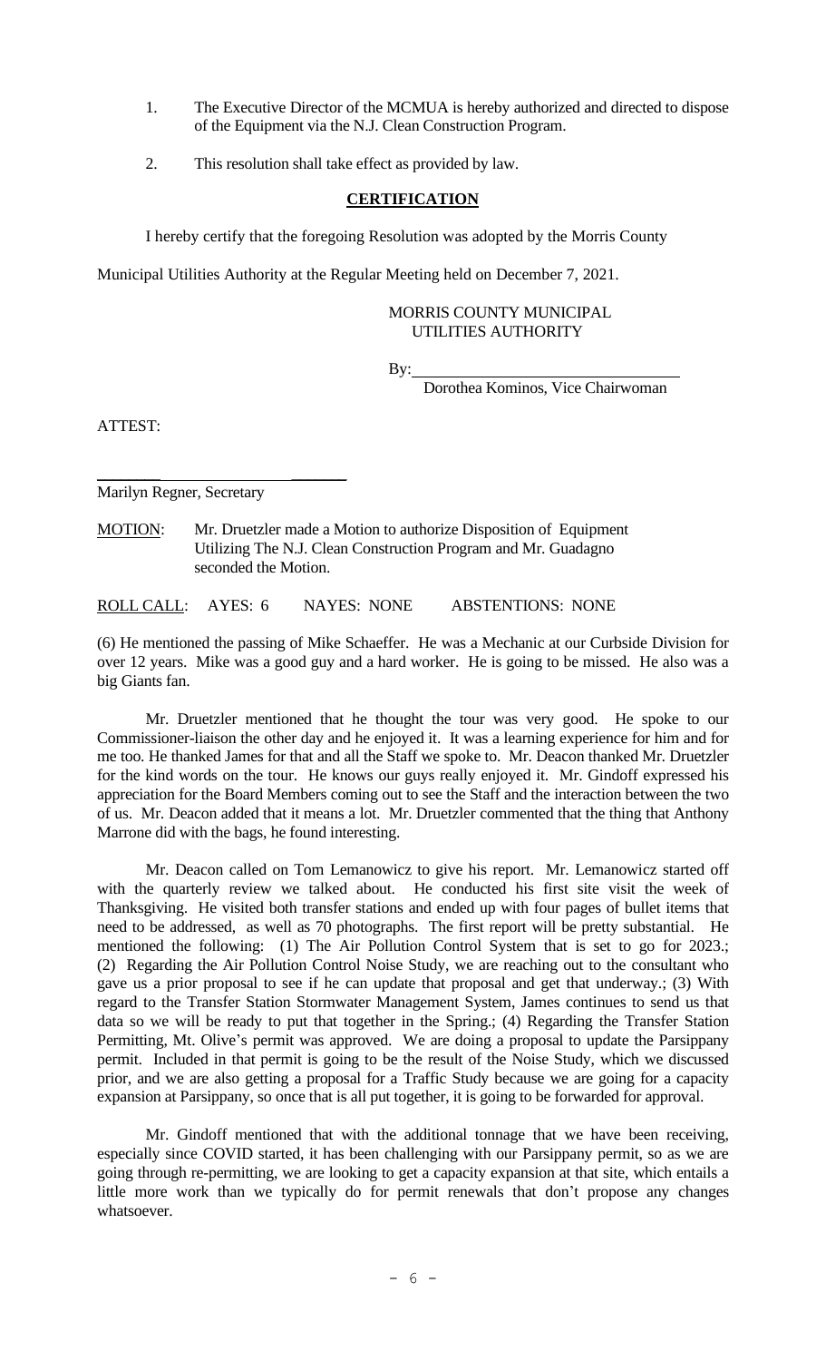1. The Executive Director of the MCMUA is hereby authorized and directed to dispose of the Equipment via the N.J. Clean Construction Program.

2. This resolution shall take effect as provided by law.

**CERTIFICATION**

I hereby certify that the foregoing Resolution was adopted by the Morris County Municipal Utilities Authority at the Regular Meeting held on December 7, 2021.

MORRIS COUNTY MUNICIPAL UTILITIES AUTHORITY

By:\_\_\_\_\_\_\_\_\_\_\_\_\_\_\_\_\_\_\_\_\_\_\_\_\_\_\_\_\_\_\_\_
Dorothea Kominos, Vice Chairwoman

ATTEST:

\_\_\_\_\_\_\_\_\_\_\_\_\_\_\_\_\_\_\_\_\_\_\_\_\_\_\_\_\_\_\_\_
Marilyn Regner, Secretary

MOTION: Mr. Druetzler made a Motion to authorize Disposition of Equipment Utilizing The N.J. Clean Construction Program and Mr. Guadagno seconded the Motion.

ROLL CALL: AYES: 6 NAYES: NONE ABSTENTIONS: NONE

(6) He mentioned the passing of Mike Schaeffer. He was a Mechanic at our Curbside Division for over 12 years. Mike was a good guy and a hard worker. He is going to be missed. He also was a big Giants fan.

Mr. Druetzler mentioned that he thought the tour was very good. He spoke to our Commissioner-liaison the other day and he enjoyed it. It was a learning experience for him and for me too. He thanked James for that and all the Staff we spoke to. Mr. Deacon thanked Mr. Druetzler for the kind words on the tour. He knows our guys really enjoyed it. Mr. Gindoff expressed his appreciation for the Board Members coming out to see the Staff and the interaction between the two of us. Mr. Deacon added that it means a lot. Mr. Druetzler commented that the thing that Anthony Marrone did with the bags, he found interesting.

Mr. Deacon called on Tom Lemanowicz to give his report. Mr. Lemanowicz started off with the quarterly review we talked about. He conducted his first site visit the week of Thanksgiving. He visited both transfer stations and ended up with four pages of bullet items that need to be addressed, as well as 70 photographs. The first report will be pretty substantial. He mentioned the following: (1) The Air Pollution Control System that is set to go for 2023.; (2) Regarding the Air Pollution Control Noise Study, we are reaching out to the consultant who gave us a prior proposal to see if he can update that proposal and get that underway.; (3) With regard to the Transfer Station Stormwater Management System, James continues to send us that data so we will be ready to put that together in the Spring.; (4) Regarding the Transfer Station Permitting, Mt. Olive's permit was approved. We are doing a proposal to update the Parsippany permit. Included in that permit is going to be the result of the Noise Study, which we discussed prior, and we are also getting a proposal for a Traffic Study because we are going for a capacity expansion at Parsippany, so once that is all put together, it is going to be forwarded for approval.

Mr. Gindoff mentioned that with the additional tonnage that we have been receiving, especially since COVID started, it has been challenging with our Parsippany permit, so as we are going through re-permitting, we are looking to get a capacity expansion at that site, which entails a little more work than we typically do for permit renewals that don't propose any changes whatsoever.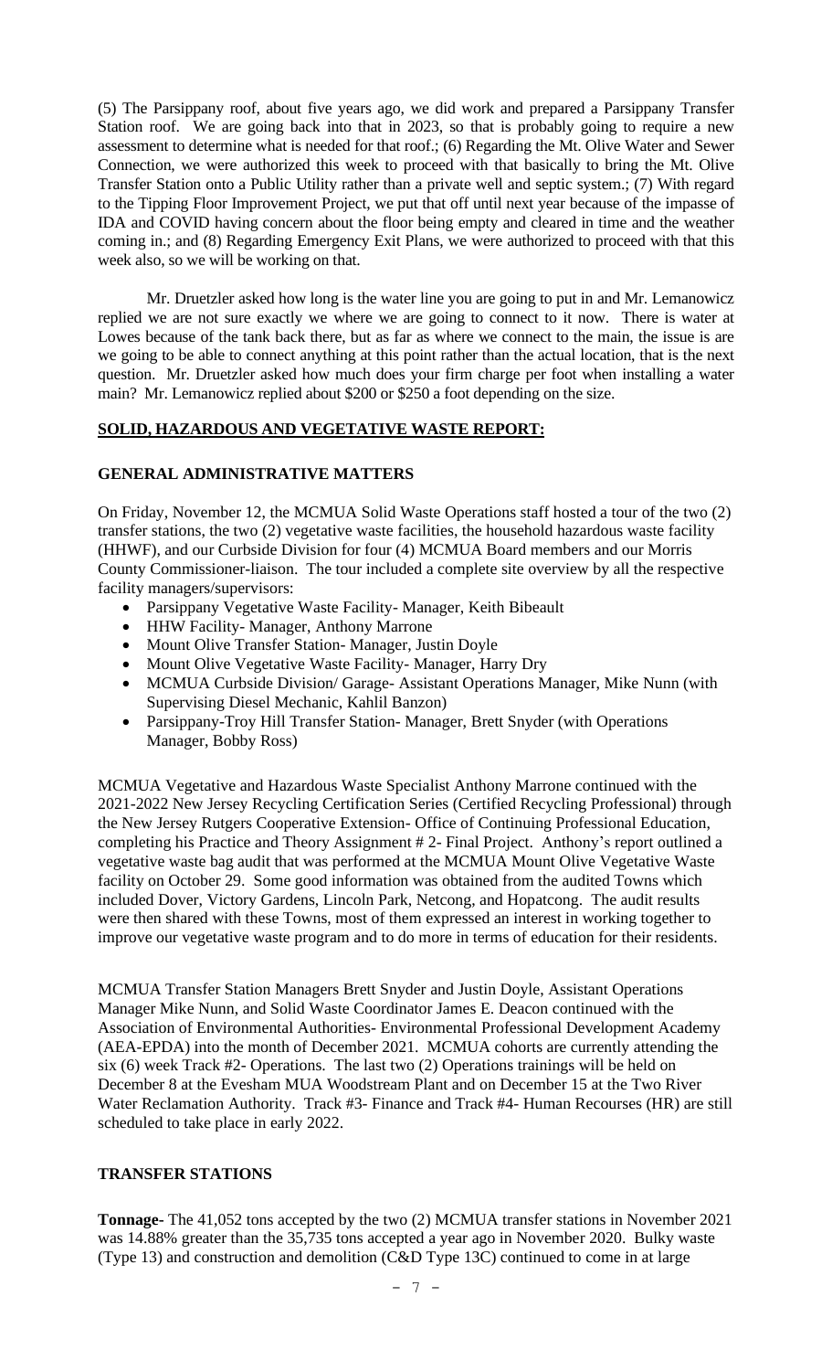(5) The Parsippany roof, about five years ago, we did work and prepared a Parsippany Transfer Station roof. We are going back into that in 2023, so that is probably going to require a new assessment to determine what is needed for that roof.; (6) Regarding the Mt. Olive Water and Sewer Connection, we were authorized this week to proceed with that basically to bring the Mt. Olive Transfer Station onto a Public Utility rather than a private well and septic system.; (7) With regard to the Tipping Floor Improvement Project, we put that off until next year because of the impasse of IDA and COVID having concern about the floor being empty and cleared in time and the weather coming in.; and (8) Regarding Emergency Exit Plans, we were authorized to proceed with that this week also, so we will be working on that.

Mr. Druetzler asked how long is the water line you are going to put in and Mr. Lemanowicz replied we are not sure exactly we where we are going to connect to it now. There is water at Lowes because of the tank back there, but as far as where we connect to the main, the issue is are we going to be able to connect anything at this point rather than the actual location, that is the next question. Mr. Druetzler asked how much does your firm charge per foot when installing a water main? Mr. Lemanowicz replied about $200 or $250 a foot depending on the size.

## SOLID, HAZARDOUS AND VEGETATIVE WASTE REPORT:

### GENERAL ADMINISTRATIVE MATTERS

On Friday, November 12, the MCMUA Solid Waste Operations staff hosted a tour of the two (2) transfer stations, the two (2) vegetative waste facilities, the household hazardous waste facility (HHWF), and our Curbside Division for four (4) MCMUA Board members and our Morris County Commissioner-liaison. The tour included a complete site overview by all the respective facility managers/supervisors:

- Parsippany Vegetative Waste Facility- Manager, Keith Bibeault
- HHW Facility- Manager, Anthony Marrone
- Mount Olive Transfer Station- Manager, Justin Doyle
- Mount Olive Vegetative Waste Facility- Manager, Harry Dry
- MCMUA Curbside Division/ Garage- Assistant Operations Manager, Mike Nunn (with Supervising Diesel Mechanic, Kahlil Banzon)
- Parsippany-Troy Hill Transfer Station- Manager, Brett Snyder (with Operations Manager, Bobby Ross)

MCMUA Vegetative and Hazardous Waste Specialist Anthony Marrone continued with the 2021-2022 New Jersey Recycling Certification Series (Certified Recycling Professional) through the New Jersey Rutgers Cooperative Extension- Office of Continuing Professional Education, completing his Practice and Theory Assignment # 2- Final Project. Anthony's report outlined a vegetative waste bag audit that was performed at the MCMUA Mount Olive Vegetative Waste facility on October 29. Some good information was obtained from the audited Towns which included Dover, Victory Gardens, Lincoln Park, Netcong, and Hopatcong. The audit results were then shared with these Towns, most of them expressed an interest in working together to improve our vegetative waste program and to do more in terms of education for their residents.

MCMUA Transfer Station Managers Brett Snyder and Justin Doyle, Assistant Operations Manager Mike Nunn, and Solid Waste Coordinator James E. Deacon continued with the Association of Environmental Authorities- Environmental Professional Development Academy (AEA-EPDA) into the month of December 2021. MCMUA cohorts are currently attending the six (6) week Track #2- Operations. The last two (2) Operations trainings will be held on December 8 at the Evesham MUA Woodstream Plant and on December 15 at the Two River Water Reclamation Authority. Track #3- Finance and Track #4- Human Recourses (HR) are still scheduled to take place in early 2022.

### TRANSFER STATIONS

**Tonnage-** The 41,052 tons accepted by the two (2) MCMUA transfer stations in November 2021 was 14.88% greater than the 35,735 tons accepted a year ago in November 2020. Bulky waste (Type 13) and construction and demolition (C&D Type 13C) continued to come in at large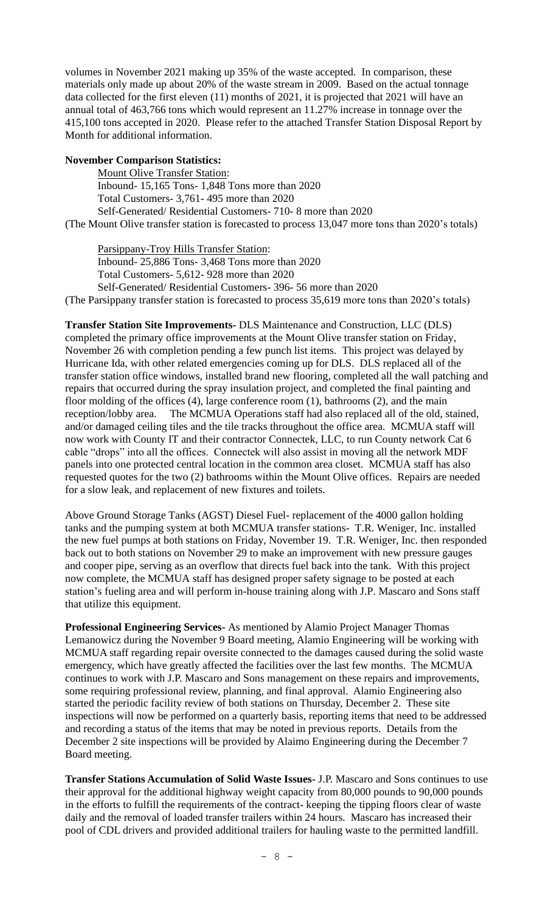volumes in November 2021 making up 35% of the waste accepted. In comparison, these materials only made up about 20% of the waste stream in 2009. Based on the actual tonnage data collected for the first eleven (11) months of 2021, it is projected that 2021 will have an annual total of 463,766 tons which would represent an 11.27% increase in tonnage over the 415,100 tons accepted in 2020. Please refer to the attached Transfer Station Disposal Report by Month for additional information.

**November Comparison Statistics:**

Mount Olive Transfer Station:
Inbound- 15,165 Tons- 1,848 Tons more than 2020
Total Customers- 3,761- 495 more than 2020
Self-Generated/ Residential Customers- 710- 8 more than 2020
(The Mount Olive transfer station is forecasted to process 13,047 more tons than 2020's totals)

Parsippany-Troy Hills Transfer Station:
Inbound- 25,886 Tons- 3,468 Tons more than 2020
Total Customers- 5,612- 928 more than 2020
Self-Generated/ Residential Customers- 396- 56 more than 2020
(The Parsippany transfer station is forecasted to process 35,619 more tons than 2020's totals)

**Transfer Station Site Improvements-** DLS Maintenance and Construction, LLC (DLS) completed the primary office improvements at the Mount Olive transfer station on Friday, November 26 with completion pending a few punch list items. This project was delayed by Hurricane Ida, with other related emergencies coming up for DLS. DLS replaced all of the transfer station office windows, installed brand new flooring, completed all the wall patching and repairs that occurred during the spray insulation project, and completed the final painting and floor molding of the offices (4), large conference room (1), bathrooms (2), and the main reception/lobby area. The MCMUA Operations staff had also replaced all of the old, stained, and/or damaged ceiling tiles and the tile tracks throughout the office area. MCMUA staff will now work with County IT and their contractor Connectek, LLC, to run County network Cat 6 cable "drops" into all the offices. Connectek will also assist in moving all the network MDF panels into one protected central location in the common area closet. MCMUA staff has also requested quotes for the two (2) bathrooms within the Mount Olive offices. Repairs are needed for a slow leak, and replacement of new fixtures and toilets.

Above Ground Storage Tanks (AGST) Diesel Fuel- replacement of the 4000 gallon holding tanks and the pumping system at both MCMUA transfer stations- T.R. Weniger, Inc. installed the new fuel pumps at both stations on Friday, November 19. T.R. Weniger, Inc. then responded back out to both stations on November 29 to make an improvement with new pressure gauges and cooper pipe, serving as an overflow that directs fuel back into the tank. With this project now complete, the MCMUA staff has designed proper safety signage to be posted at each station's fueling area and will perform in-house training along with J.P. Mascaro and Sons staff that utilize this equipment.

**Professional Engineering Services-** As mentioned by Alamio Project Manager Thomas Lemanowicz during the November 9 Board meeting, Alamio Engineering will be working with MCMUA staff regarding repair oversite connected to the damages caused during the solid waste emergency, which have greatly affected the facilities over the last few months. The MCMUA continues to work with J.P. Mascaro and Sons management on these repairs and improvements, some requiring professional review, planning, and final approval. Alamio Engineering also started the periodic facility review of both stations on Thursday, December 2. These site inspections will now be performed on a quarterly basis, reporting items that need to be addressed and recording a status of the items that may be noted in previous reports. Details from the December 2 site inspections will be provided by Alaimo Engineering during the December 7 Board meeting.

**Transfer Stations Accumulation of Solid Waste Issues-** J.P. Mascaro and Sons continues to use their approval for the additional highway weight capacity from 80,000 pounds to 90,000 pounds in the efforts to fulfill the requirements of the contract- keeping the tipping floors clear of waste daily and the removal of loaded transfer trailers within 24 hours. Mascaro has increased their pool of CDL drivers and provided additional trailers for hauling waste to the permitted landfill.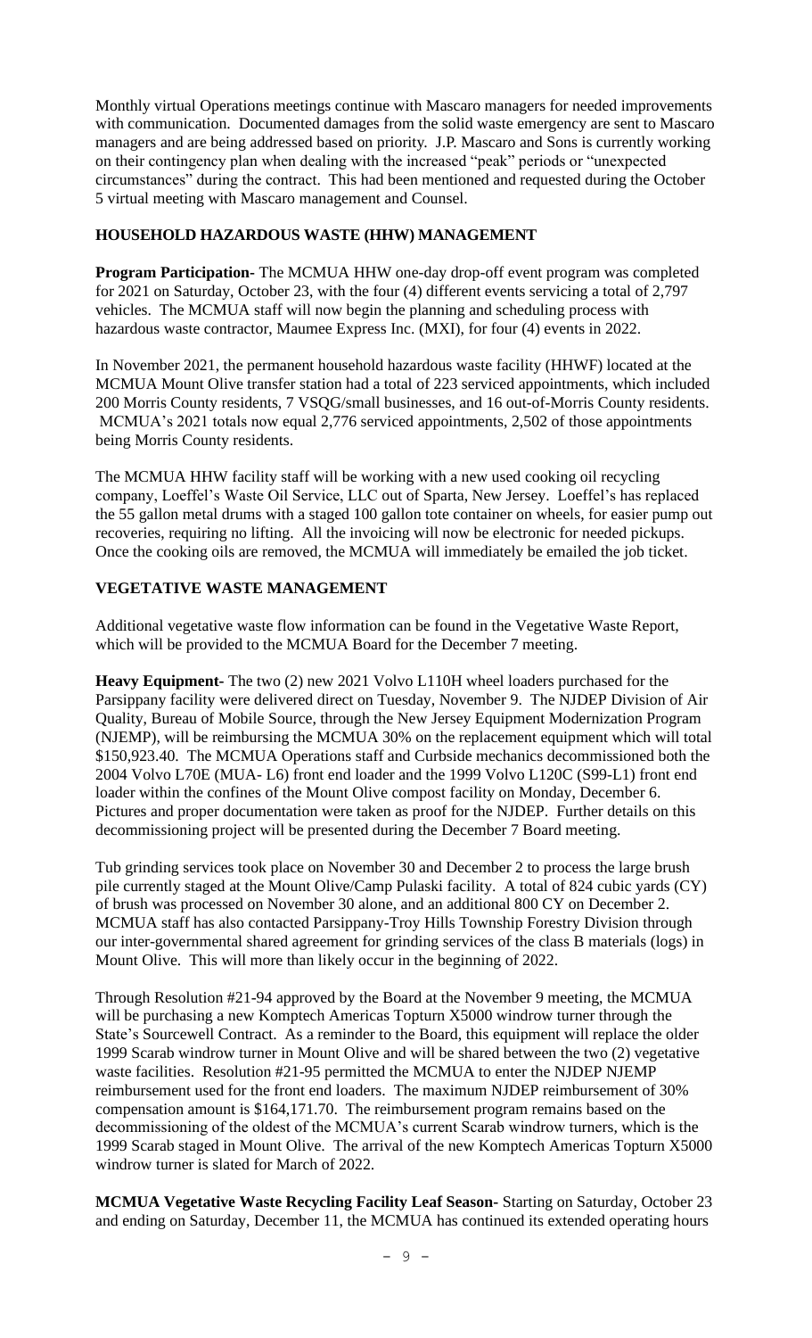Monthly virtual Operations meetings continue with Mascaro managers for needed improvements with communication. Documented damages from the solid waste emergency are sent to Mascaro managers and are being addressed based on priority. J.P. Mascaro and Sons is currently working on their contingency plan when dealing with the increased "peak" periods or "unexpected circumstances" during the contract. This had been mentioned and requested during the October 5 virtual meeting with Mascaro management and Counsel.

**HOUSEHOLD HAZARDOUS WASTE (HHW) MANAGEMENT**

**Program Participation-** The MCMUA HHW one-day drop-off event program was completed for 2021 on Saturday, October 23, with the four (4) different events servicing a total of 2,797 vehicles. The MCMUA staff will now begin the planning and scheduling process with hazardous waste contractor, Maumee Express Inc. (MXI), for four (4) events in 2022.

In November 2021, the permanent household hazardous waste facility (HHWF) located at the MCMUA Mount Olive transfer station had a total of 223 serviced appointments, which included 200 Morris County residents, 7 VSQG/small businesses, and 16 out-of-Morris County residents. MCMUA's 2021 totals now equal 2,776 serviced appointments, 2,502 of those appointments being Morris County residents.

The MCMUA HHW facility staff will be working with a new used cooking oil recycling company, Loeffel's Waste Oil Service, LLC out of Sparta, New Jersey. Loeffel's has replaced the 55 gallon metal drums with a staged 100 gallon tote container on wheels, for easier pump out recoveries, requiring no lifting. All the invoicing will now be electronic for needed pickups. Once the cooking oils are removed, the MCMUA will immediately be emailed the job ticket.

**VEGETATIVE WASTE MANAGEMENT**

Additional vegetative waste flow information can be found in the Vegetative Waste Report, which will be provided to the MCMUA Board for the December 7 meeting.

**Heavy Equipment-** The two (2) new 2021 Volvo L110H wheel loaders purchased for the Parsippany facility were delivered direct on Tuesday, November 9. The NJDEP Division of Air Quality, Bureau of Mobile Source, through the New Jersey Equipment Modernization Program (NJEMP), will be reimbursing the MCMUA 30% on the replacement equipment which will total $150,923.40. The MCMUA Operations staff and Curbside mechanics decommissioned both the 2004 Volvo L70E (MUA- L6) front end loader and the 1999 Volvo L120C (S99-L1) front end loader within the confines of the Mount Olive compost facility on Monday, December 6. Pictures and proper documentation were taken as proof for the NJDEP. Further details on this decommissioning project will be presented during the December 7 Board meeting.

Tub grinding services took place on November 30 and December 2 to process the large brush pile currently staged at the Mount Olive/Camp Pulaski facility. A total of 824 cubic yards (CY) of brush was processed on November 30 alone, and an additional 800 CY on December 2. MCMUA staff has also contacted Parsippany-Troy Hills Township Forestry Division through our inter-governmental shared agreement for grinding services of the class B materials (logs) in Mount Olive. This will more than likely occur in the beginning of 2022.

Through Resolution #21-94 approved by the Board at the November 9 meeting, the MCMUA will be purchasing a new Komptech Americas Topturn X5000 windrow turner through the State's Sourcewell Contract. As a reminder to the Board, this equipment will replace the older 1999 Scarab windrow turner in Mount Olive and will be shared between the two (2) vegetative waste facilities. Resolution #21-95 permitted the MCMUA to enter the NJDEP NJEMP reimbursement used for the front end loaders. The maximum NJDEP reimbursement of 30% compensation amount is $164,171.70. The reimbursement program remains based on the decommissioning of the oldest of the MCMUA's current Scarab windrow turners, which is the 1999 Scarab staged in Mount Olive. The arrival of the new Komptech Americas Topturn X5000 windrow turner is slated for March of 2022.

**MCMUA Vegetative Waste Recycling Facility Leaf Season-** Starting on Saturday, October 23 and ending on Saturday, December 11, the MCMUA has continued its extended operating hours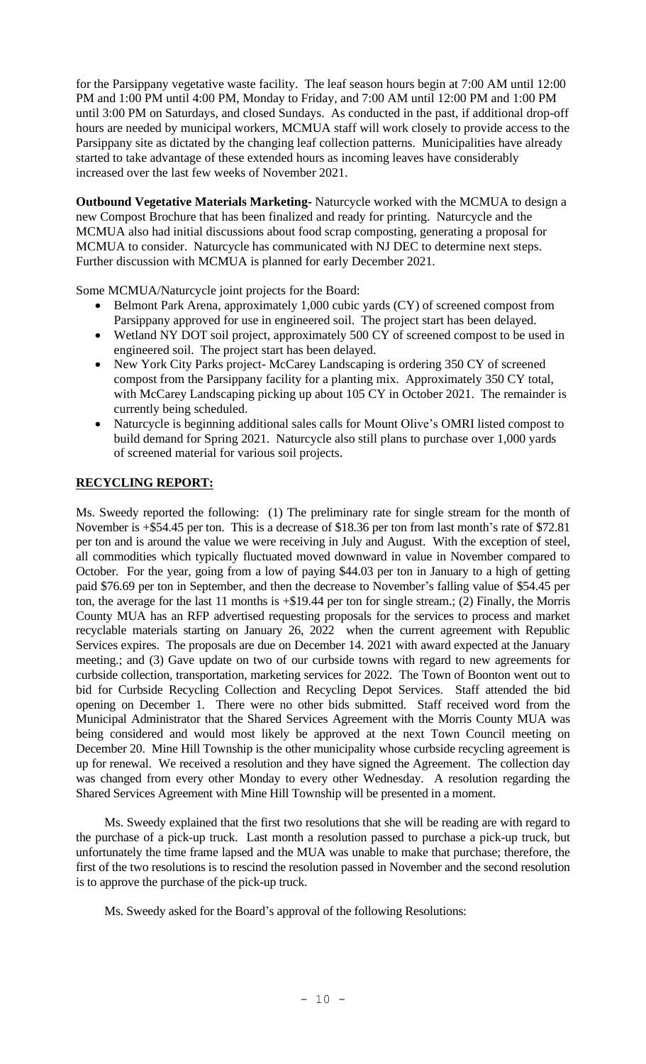for the Parsippany vegetative waste facility. The leaf season hours begin at 7:00 AM until 12:00 PM and 1:00 PM until 4:00 PM, Monday to Friday, and 7:00 AM until 12:00 PM and 1:00 PM until 3:00 PM on Saturdays, and closed Sundays. As conducted in the past, if additional drop-off hours are needed by municipal workers, MCMUA staff will work closely to provide access to the Parsippany site as dictated by the changing leaf collection patterns. Municipalities have already started to take advantage of these extended hours as incoming leaves have considerably increased over the last few weeks of November 2021.

**Outbound Vegetative Materials Marketing-** Naturcycle worked with the MCMUA to design a new Compost Brochure that has been finalized and ready for printing. Naturcycle and the MCMUA also had initial discussions about food scrap composting, generating a proposal for MCMUA to consider. Naturcycle has communicated with NJ DEC to determine next steps. Further discussion with MCMUA is planned for early December 2021.

Some MCMUA/Naturcycle joint projects for the Board:

- Belmont Park Arena, approximately 1,000 cubic yards (CY) of screened compost from Parsippany approved for use in engineered soil. The project start has been delayed.
- Wetland NY DOT soil project, approximately 500 CY of screened compost to be used in engineered soil. The project start has been delayed.
- New York City Parks project- McCarey Landscaping is ordering 350 CY of screened compost from the Parsippany facility for a planting mix. Approximately 350 CY total, with McCarey Landscaping picking up about 105 CY in October 2021. The remainder is currently being scheduled.
- Naturcycle is beginning additional sales calls for Mount Olive's OMRI listed compost to build demand for Spring 2021. Naturcycle also still plans to purchase over 1,000 yards of screened material for various soil projects.

## RECYCLING REPORT:

Ms. Sweedy reported the following: (1) The preliminary rate for single stream for the month of November is +$54.45 per ton. This is a decrease of $18.36 per ton from last month's rate of $72.81 per ton and is around the value we were receiving in July and August. With the exception of steel, all commodities which typically fluctuated moved downward in value in November compared to October. For the year, going from a low of paying $44.03 per ton in January to a high of getting paid $76.69 per ton in September, and then the decrease to November's falling value of $54.45 per ton, the average for the last 11 months is +$19.44 per ton for single stream.; (2) Finally, the Morris County MUA has an RFP advertised requesting proposals for the services to process and market recyclable materials starting on January 26, 2022 when the current agreement with Republic Services expires. The proposals are due on December 14. 2021 with award expected at the January meeting.; and (3) Gave update on two of our curbside towns with regard to new agreements for curbside collection, transportation, marketing services for 2022. The Town of Boonton went out to bid for Curbside Recycling Collection and Recycling Depot Services. Staff attended the bid opening on December 1. There were no other bids submitted. Staff received word from the Municipal Administrator that the Shared Services Agreement with the Morris County MUA was being considered and would most likely be approved at the next Town Council meeting on December 20. Mine Hill Township is the other municipality whose curbside recycling agreement is up for renewal. We received a resolution and they have signed the Agreement. The collection day was changed from every other Monday to every other Wednesday. A resolution regarding the Shared Services Agreement with Mine Hill Township will be presented in a moment.

Ms. Sweedy explained that the first two resolutions that she will be reading are with regard to the purchase of a pick-up truck. Last month a resolution passed to purchase a pick-up truck, but unfortunately the time frame lapsed and the MUA was unable to make that purchase; therefore, the first of the two resolutions is to rescind the resolution passed in November and the second resolution is to approve the purchase of the pick-up truck.

Ms. Sweedy asked for the Board's approval of the following Resolutions: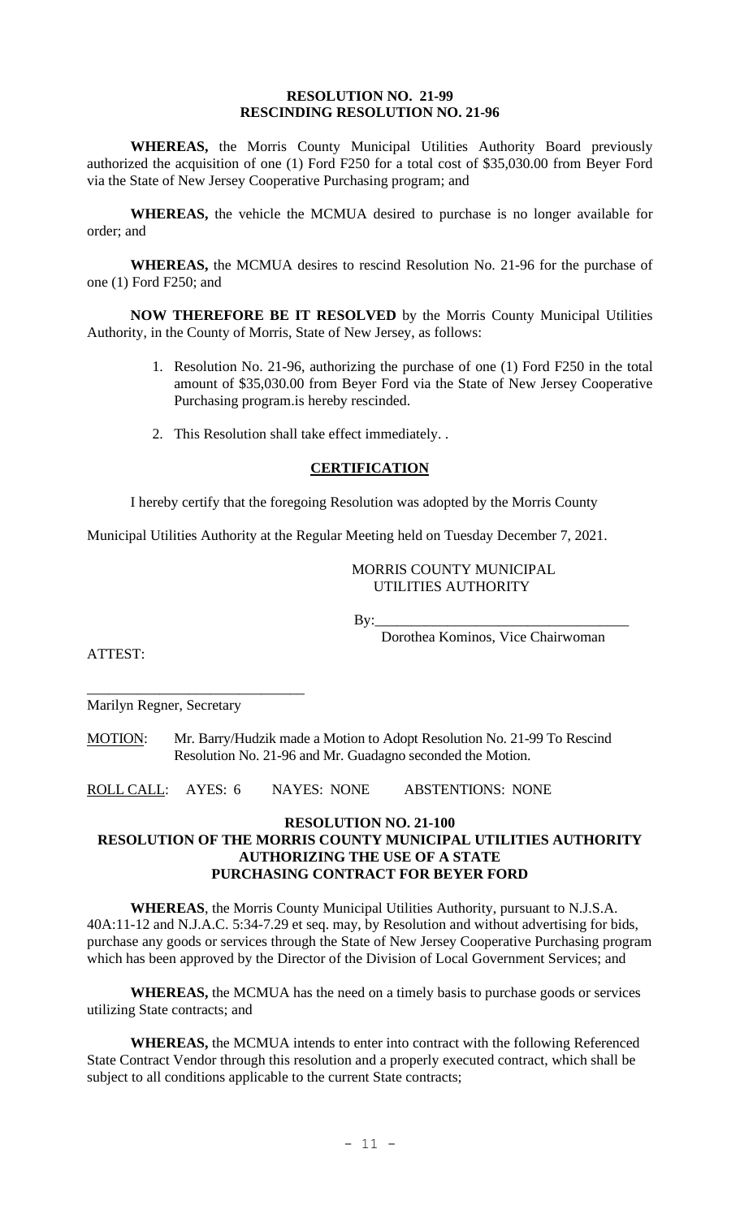**RESOLUTION NO. 21-99**
**RESCINDING RESOLUTION NO. 21-96**

**WHEREAS,** the Morris County Municipal Utilities Authority Board previously authorized the acquisition of one (1) Ford F250 for a total cost of $35,030.00 from Beyer Ford via the State of New Jersey Cooperative Purchasing program; and

**WHEREAS,** the vehicle the MCMUA desired to purchase is no longer available for order; and

**WHEREAS,** the MCMUA desires to rescind Resolution No. 21-96 for the purchase of one (1) Ford F250; and

**NOW THEREFORE BE IT RESOLVED** by the Morris County Municipal Utilities Authority, in the County of Morris, State of New Jersey, as follows:

1. Resolution No. 21-96, authorizing the purchase of one (1) Ford F250 in the total amount of $35,030.00 from Beyer Ford via the State of New Jersey Cooperative Purchasing program.is hereby rescinded.
2. This Resolution shall take effect immediately. .

**CERTIFICATION**

I hereby certify that the foregoing Resolution was adopted by the Morris County Municipal Utilities Authority at the Regular Meeting held on Tuesday December 7, 2021.

MORRIS COUNTY MUNICIPAL UTILITIES AUTHORITY

By:___________________________________
Dorothea Kominos, Vice Chairwoman

ATTEST:

______________________________
Marilyn Regner, Secretary

MOTION: Mr. Barry/Hudzik made a Motion to Adopt Resolution No. 21-99 To Rescind Resolution No. 21-96 and Mr. Guadagno seconded the Motion.

ROLL CALL: AYES: 6 NAYES: NONE ABSTENTIONS: NONE

**RESOLUTION NO. 21-100**
**RESOLUTION OF THE MORRIS COUNTY MUNICIPAL UTILITIES AUTHORITY AUTHORIZING THE USE OF A STATE PURCHASING CONTRACT FOR BEYER FORD**

**WHEREAS**, the Morris County Municipal Utilities Authority, pursuant to N.J.S.A. 40A:11-12 and N.J.A.C. 5:34-7.29 et seq. may, by Resolution and without advertising for bids, purchase any goods or services through the State of New Jersey Cooperative Purchasing program which has been approved by the Director of the Division of Local Government Services; and

**WHEREAS,** the MCMUA has the need on a timely basis to purchase goods or services utilizing State contracts; and

**WHEREAS,** the MCMUA intends to enter into contract with the following Referenced State Contract Vendor through this resolution and a properly executed contract, which shall be subject to all conditions applicable to the current State contracts;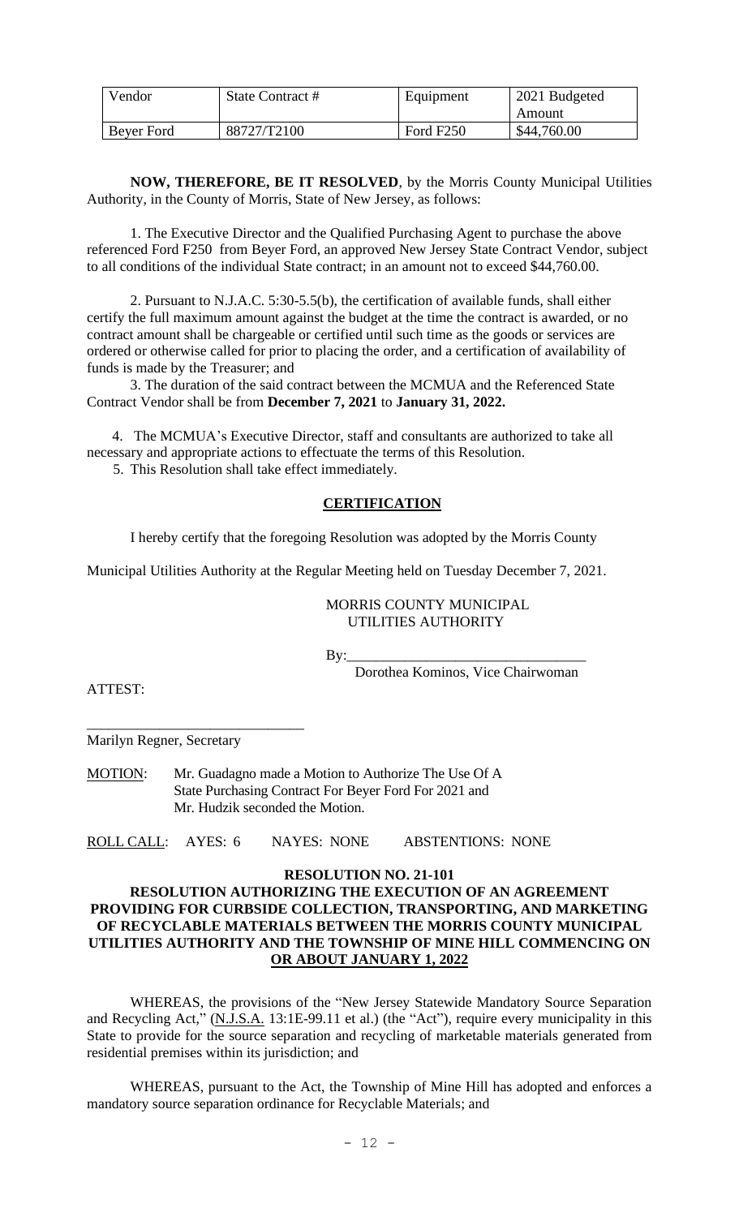| Vendor | State Contract # | Equipment | 2021 Budgeted Amount |
|---|---|---|---|
| Beyer Ford | 88727/T2100 | Ford F250 | $44,760.00 |

**NOW, THEREFORE, BE IT RESOLVED**, by the Morris County Municipal Utilities Authority, in the County of Morris, State of New Jersey, as follows:

1. The Executive Director and the Qualified Purchasing Agent to purchase the above referenced Ford F250 from Beyer Ford, an approved New Jersey State Contract Vendor, subject to all conditions of the individual State contract; in an amount not to exceed $44,760.00.

2. Pursuant to N.J.A.C. 5:30-5.5(b), the certification of available funds, shall either certify the full maximum amount against the budget at the time the contract is awarded, or no contract amount shall be chargeable or certified until such time as the goods or services are ordered or otherwise called for prior to placing the order, and a certification of availability of funds is made by the Treasurer; and

3. The duration of the said contract between the MCMUA and the Referenced State Contract Vendor shall be from **December 7, 2021** to **January 31, 2022.**

4. The MCMUA's Executive Director, staff and consultants are authorized to take all necessary and appropriate actions to effectuate the terms of this Resolution.

5. This Resolution shall take effect immediately.

**CERTIFICATION**

I hereby certify that the foregoing Resolution was adopted by the Morris County Municipal Utilities Authority at the Regular Meeting held on Tuesday December 7, 2021.

MORRIS COUNTY MUNICIPAL UTILITIES AUTHORITY

By:\_\_\_\_\_\_\_\_\_\_\_\_\_\_\_\_\_\_\_\_\_\_\_\_\_\_\_\_\_\_\_\_
Dorothea Kominos, Vice Chairwoman

ATTEST:

\_\_\_\_\_\_\_\_\_\_\_\_\_\_\_\_\_\_\_\_\_\_\_\_\_\_\_\_\_\_
Marilyn Regner, Secretary

MOTION: Mr. Guadagno made a Motion to Authorize The Use Of A State Purchasing Contract For Beyer Ford For 2021 and Mr. Hudzik seconded the Motion.

ROLL CALL: AYES: 6 NAYES: NONE ABSTENTIONS: NONE

**RESOLUTION NO. 21-101**

**RESOLUTION AUTHORIZING THE EXECUTION OF AN AGREEMENT PROVIDING FOR CURBSIDE COLLECTION, TRANSPORTING, AND MARKETING OF RECYCLABLE MATERIALS BETWEEN THE MORRIS COUNTY MUNICIPAL UTILITIES AUTHORITY AND THE TOWNSHIP OF MINE HILL COMMENCING ON OR ABOUT JANUARY 1, 2022**

WHEREAS, the provisions of the "New Jersey Statewide Mandatory Source Separation and Recycling Act," (N.J.S.A. 13:1E-99.11 et al.) (the "Act"), require every municipality in this State to provide for the source separation and recycling of marketable materials generated from residential premises within its jurisdiction; and

WHEREAS, pursuant to the Act, the Township of Mine Hill has adopted and enforces a mandatory source separation ordinance for Recyclable Materials; and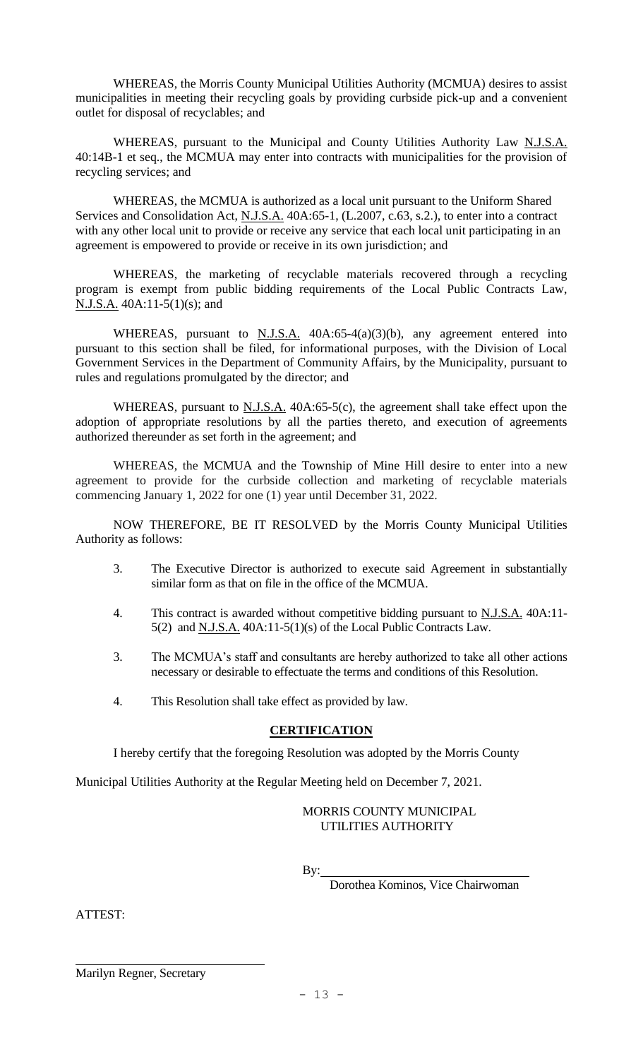WHEREAS, the Morris County Municipal Utilities Authority (MCMUA) desires to assist municipalities in meeting their recycling goals by providing curbside pick-up and a convenient outlet for disposal of recyclables; and

WHEREAS, pursuant to the Municipal and County Utilities Authority Law N.J.S.A. 40:14B-1 et seq., the MCMUA may enter into contracts with municipalities for the provision of recycling services; and

WHEREAS, the MCMUA is authorized as a local unit pursuant to the Uniform Shared Services and Consolidation Act, N.J.S.A. 40A:65-1, (L.2007, c.63, s.2.), to enter into a contract with any other local unit to provide or receive any service that each local unit participating in an agreement is empowered to provide or receive in its own jurisdiction; and

WHEREAS, the marketing of recyclable materials recovered through a recycling program is exempt from public bidding requirements of the Local Public Contracts Law, N.J.S.A. 40A:11-5(1)(s); and

WHEREAS, pursuant to N.J.S.A. 40A:65-4(a)(3)(b), any agreement entered into pursuant to this section shall be filed, for informational purposes, with the Division of Local Government Services in the Department of Community Affairs, by the Municipality, pursuant to rules and regulations promulgated by the director; and

WHEREAS, pursuant to N.J.S.A. 40A:65-5(c), the agreement shall take effect upon the adoption of appropriate resolutions by all the parties thereto, and execution of agreements authorized thereunder as set forth in the agreement; and

WHEREAS, the MCMUA and the Township of Mine Hill desire to enter into a new agreement to provide for the curbside collection and marketing of recyclable materials commencing January 1, 2022 for one (1) year until December 31, 2022.

NOW THEREFORE, BE IT RESOLVED by the Morris County Municipal Utilities Authority as follows:

3. The Executive Director is authorized to execute said Agreement in substantially similar form as that on file in the office of the MCMUA.

4. This contract is awarded without competitive bidding pursuant to N.J.S.A. 40A:11-5(2) and N.J.S.A. 40A:11-5(1)(s) of the Local Public Contracts Law.

3. The MCMUA's staff and consultants are hereby authorized to take all other actions necessary or desirable to effectuate the terms and conditions of this Resolution.

4. This Resolution shall take effect as provided by law.

## CERTIFICATION

I hereby certify that the foregoing Resolution was adopted by the Morris County Municipal Utilities Authority at the Regular Meeting held on December 7, 2021.

MORRIS COUNTY MUNICIPAL UTILITIES AUTHORITY

By: \_\_\_\_\_\_\_\_\_\_\_\_\_\_\_\_\_\_\_\_\_\_\_\_\_\_\_\_\_\_

Dorothea Kominos, Vice Chairwoman

ATTEST:

\_\_\_\_\_\_\_\_\_\_\_\_\_\_\_\_\_\_\_\_\_\_\_\_\_\_\_\_\_\_

Marilyn Regner, Secretary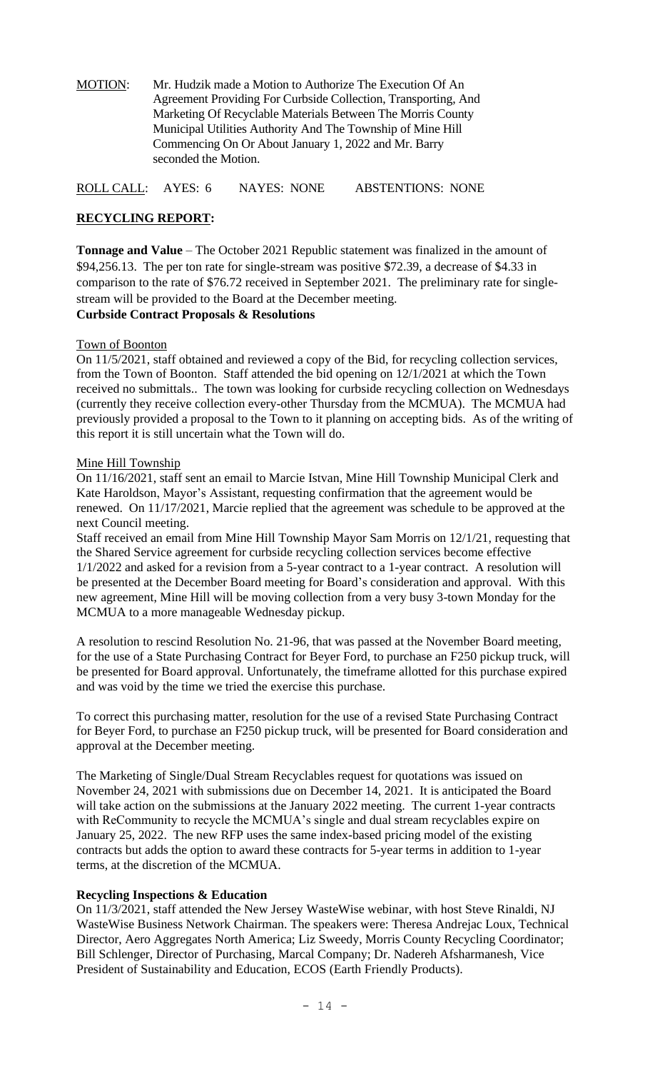MOTION: Mr. Hudzik made a Motion to Authorize The Execution Of An Agreement Providing For Curbside Collection, Transporting, And Marketing Of Recyclable Materials Between The Morris County Municipal Utilities Authority And The Township of Mine Hill Commencing On Or About January 1, 2022 and Mr. Barry seconded the Motion.

ROLL CALL: AYES: 6 NAYES: NONE ABSTENTIONS: NONE

## RECYCLING REPORT:

**Tonnage and Value** – The October 2021 Republic statement was finalized in the amount of $94,256.13. The per ton rate for single-stream was positive $72.39, a decrease of $4.33 in comparison to the rate of $76.72 received in September 2021. The preliminary rate for single-stream will be provided to the Board at the December meeting.

**Curbside Contract Proposals & Resolutions**

Town of Boonton

On 11/5/2021, staff obtained and reviewed a copy of the Bid, for recycling collection services, from the Town of Boonton. Staff attended the bid opening on 12/1/2021 at which the Town received no submittals.. The town was looking for curbside recycling collection on Wednesdays (currently they receive collection every-other Thursday from the MCMUA). The MCMUA had previously provided a proposal to the Town to it planning on accepting bids. As of the writing of this report it is still uncertain what the Town will do.

Mine Hill Township

On 11/16/2021, staff sent an email to Marcie Istvan, Mine Hill Township Municipal Clerk and Kate Haroldson, Mayor's Assistant, requesting confirmation that the agreement would be renewed. On 11/17/2021, Marcie replied that the agreement was schedule to be approved at the next Council meeting.

Staff received an email from Mine Hill Township Mayor Sam Morris on 12/1/21, requesting that the Shared Service agreement for curbside recycling collection services become effective 1/1/2022 and asked for a revision from a 5-year contract to a 1-year contract. A resolution will be presented at the December Board meeting for Board's consideration and approval. With this new agreement, Mine Hill will be moving collection from a very busy 3-town Monday for the MCMUA to a more manageable Wednesday pickup.

A resolution to rescind Resolution No. 21-96, that was passed at the November Board meeting, for the use of a State Purchasing Contract for Beyer Ford, to purchase an F250 pickup truck, will be presented for Board approval. Unfortunately, the timeframe allotted for this purchase expired and was void by the time we tried the exercise this purchase.

To correct this purchasing matter, resolution for the use of a revised State Purchasing Contract for Beyer Ford, to purchase an F250 pickup truck, will be presented for Board consideration and approval at the December meeting.

The Marketing of Single/Dual Stream Recyclables request for quotations was issued on November 24, 2021 with submissions due on December 14, 2021. It is anticipated the Board will take action on the submissions at the January 2022 meeting. The current 1-year contracts with ReCommunity to recycle the MCMUA's single and dual stream recyclables expire on January 25, 2022. The new RFP uses the same index-based pricing model of the existing contracts but adds the option to award these contracts for 5-year terms in addition to 1-year terms, at the discretion of the MCMUA.

**Recycling Inspections & Education**

On 11/3/2021, staff attended the New Jersey WasteWise webinar, with host Steve Rinaldi, NJ WasteWise Business Network Chairman. The speakers were: Theresa Andrejac Loux, Technical Director, Aero Aggregates North America; Liz Sweedy, Morris County Recycling Coordinator; Bill Schlenger, Director of Purchasing, Marcal Company; Dr. Nadereh Afsharmanesh, Vice President of Sustainability and Education, ECOS (Earth Friendly Products).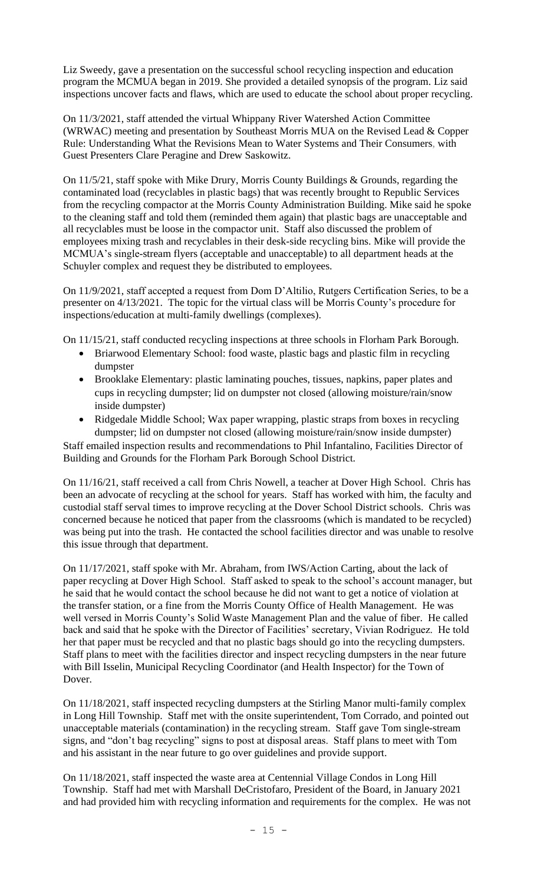Liz Sweedy, gave a presentation on the successful school recycling inspection and education program the MCMUA began in 2019. She provided a detailed synopsis of the program. Liz said inspections uncover facts and flaws, which are used to educate the school about proper recycling.

On 11/3/2021, staff attended the virtual Whippany River Watershed Action Committee (WRWAC) meeting and presentation by Southeast Morris MUA on the Revised Lead & Copper Rule: Understanding What the Revisions Mean to Water Systems and Their Consumers, with Guest Presenters Clare Peragine and Drew Saskowitz.

On 11/5/21, staff spoke with Mike Drury, Morris County Buildings & Grounds, regarding the contaminated load (recyclables in plastic bags) that was recently brought to Republic Services from the recycling compactor at the Morris County Administration Building. Mike said he spoke to the cleaning staff and told them (reminded them again) that plastic bags are unacceptable and all recyclables must be loose in the compactor unit. Staff also discussed the problem of employees mixing trash and recyclables in their desk-side recycling bins. Mike will provide the MCMUA's single-stream flyers (acceptable and unacceptable) to all department heads at the Schuyler complex and request they be distributed to employees.

On 11/9/2021, staff accepted a request from Dom D'Altilio, Rutgers Certification Series, to be a presenter on 4/13/2021. The topic for the virtual class will be Morris County's procedure for inspections/education at multi-family dwellings (complexes).

On 11/15/21, staff conducted recycling inspections at three schools in Florham Park Borough.

- Briarwood Elementary School: food waste, plastic bags and plastic film in recycling dumpster
- Brooklake Elementary: plastic laminating pouches, tissues, napkins, paper plates and cups in recycling dumpster; lid on dumpster not closed (allowing moisture/rain/snow inside dumpster)
- Ridgedale Middle School; Wax paper wrapping, plastic straps from boxes in recycling dumpster; lid on dumpster not closed (allowing moisture/rain/snow inside dumpster)

Staff emailed inspection results and recommendations to Phil Infantalino, Facilities Director of Building and Grounds for the Florham Park Borough School District.

On 11/16/21, staff received a call from Chris Nowell, a teacher at Dover High School. Chris has been an advocate of recycling at the school for years. Staff has worked with him, the faculty and custodial staff serval times to improve recycling at the Dover School District schools. Chris was concerned because he noticed that paper from the classrooms (which is mandated to be recycled) was being put into the trash. He contacted the school facilities director and was unable to resolve this issue through that department.

On 11/17/2021, staff spoke with Mr. Abraham, from IWS/Action Carting, about the lack of paper recycling at Dover High School. Staff asked to speak to the school's account manager, but he said that he would contact the school because he did not want to get a notice of violation at the transfer station, or a fine from the Morris County Office of Health Management. He was well versed in Morris County's Solid Waste Management Plan and the value of fiber. He called back and said that he spoke with the Director of Facilities' secretary, Vivian Rodriguez. He told her that paper must be recycled and that no plastic bags should go into the recycling dumpsters. Staff plans to meet with the facilities director and inspect recycling dumpsters in the near future with Bill Isselin, Municipal Recycling Coordinator (and Health Inspector) for the Town of Dover.

On 11/18/2021, staff inspected recycling dumpsters at the Stirling Manor multi-family complex in Long Hill Township. Staff met with the onsite superintendent, Tom Corrado, and pointed out unacceptable materials (contamination) in the recycling stream. Staff gave Tom single-stream signs, and "don't bag recycling" signs to post at disposal areas. Staff plans to meet with Tom and his assistant in the near future to go over guidelines and provide support.

On 11/18/2021, staff inspected the waste area at Centennial Village Condos in Long Hill Township. Staff had met with Marshall DeCristofaro, President of the Board, in January 2021 and had provided him with recycling information and requirements for the complex. He was not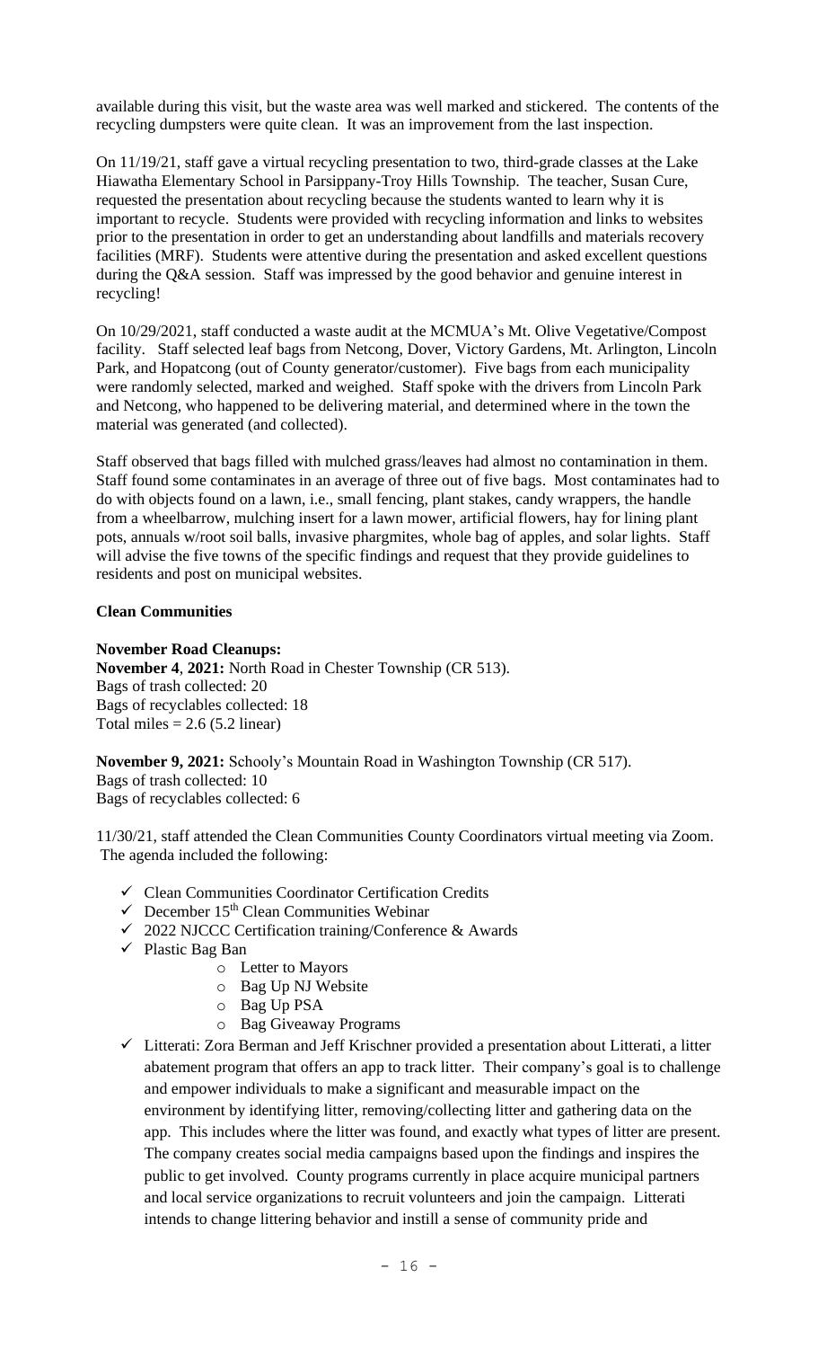available during this visit, but the waste area was well marked and stickered. The contents of the recycling dumpsters were quite clean. It was an improvement from the last inspection.

On 11/19/21, staff gave a virtual recycling presentation to two, third-grade classes at the Lake Hiawatha Elementary School in Parsippany-Troy Hills Township. The teacher, Susan Cure, requested the presentation about recycling because the students wanted to learn why it is important to recycle. Students were provided with recycling information and links to websites prior to the presentation in order to get an understanding about landfills and materials recovery facilities (MRF). Students were attentive during the presentation and asked excellent questions during the Q&A session. Staff was impressed by the good behavior and genuine interest in recycling!

On 10/29/2021, staff conducted a waste audit at the MCMUA's Mt. Olive Vegetative/Compost facility. Staff selected leaf bags from Netcong, Dover, Victory Gardens, Mt. Arlington, Lincoln Park, and Hopatcong (out of County generator/customer). Five bags from each municipality were randomly selected, marked and weighed. Staff spoke with the drivers from Lincoln Park and Netcong, who happened to be delivering material, and determined where in the town the material was generated (and collected).

Staff observed that bags filled with mulched grass/leaves had almost no contamination in them. Staff found some contaminates in an average of three out of five bags. Most contaminates had to do with objects found on a lawn, i.e., small fencing, plant stakes, candy wrappers, the handle from a wheelbarrow, mulching insert for a lawn mower, artificial flowers, hay for lining plant pots, annuals w/root soil balls, invasive phargmites, whole bag of apples, and solar lights. Staff will advise the five towns of the specific findings and request that they provide guidelines to residents and post on municipal websites.

**Clean Communities**

**November Road Cleanups:**
**November 4**, **2021:** North Road in Chester Township (CR 513).
Bags of trash collected: 20
Bags of recyclables collected: 18
Total miles = 2.6 (5.2 linear)

**November 9, 2021:** Schooly's Mountain Road in Washington Township (CR 517).
Bags of trash collected: 10
Bags of recyclables collected: 6

11/30/21, staff attended the Clean Communities County Coordinators virtual meeting via Zoom. The agenda included the following:

- ✓ Clean Communities Coordinator Certification Credits
- ✓ December 15th Clean Communities Webinar
- ✓ 2022 NJCCC Certification training/Conference & Awards
- ✓ Plastic Bag Ban
  - Letter to Mayors
  - Bag Up NJ Website
  - Bag Up PSA
  - Bag Giveaway Programs
- ✓ Litterati: Zora Berman and Jeff Krischner provided a presentation about Litterati, a litter abatement program that offers an app to track litter. Their company's goal is to challenge and empower individuals to make a significant and measurable impact on the environment by identifying litter, removing/collecting litter and gathering data on the app. This includes where the litter was found, and exactly what types of litter are present. The company creates social media campaigns based upon the findings and inspires the public to get involved. County programs currently in place acquire municipal partners and local service organizations to recruit volunteers and join the campaign. Litterati intends to change littering behavior and instill a sense of community pride and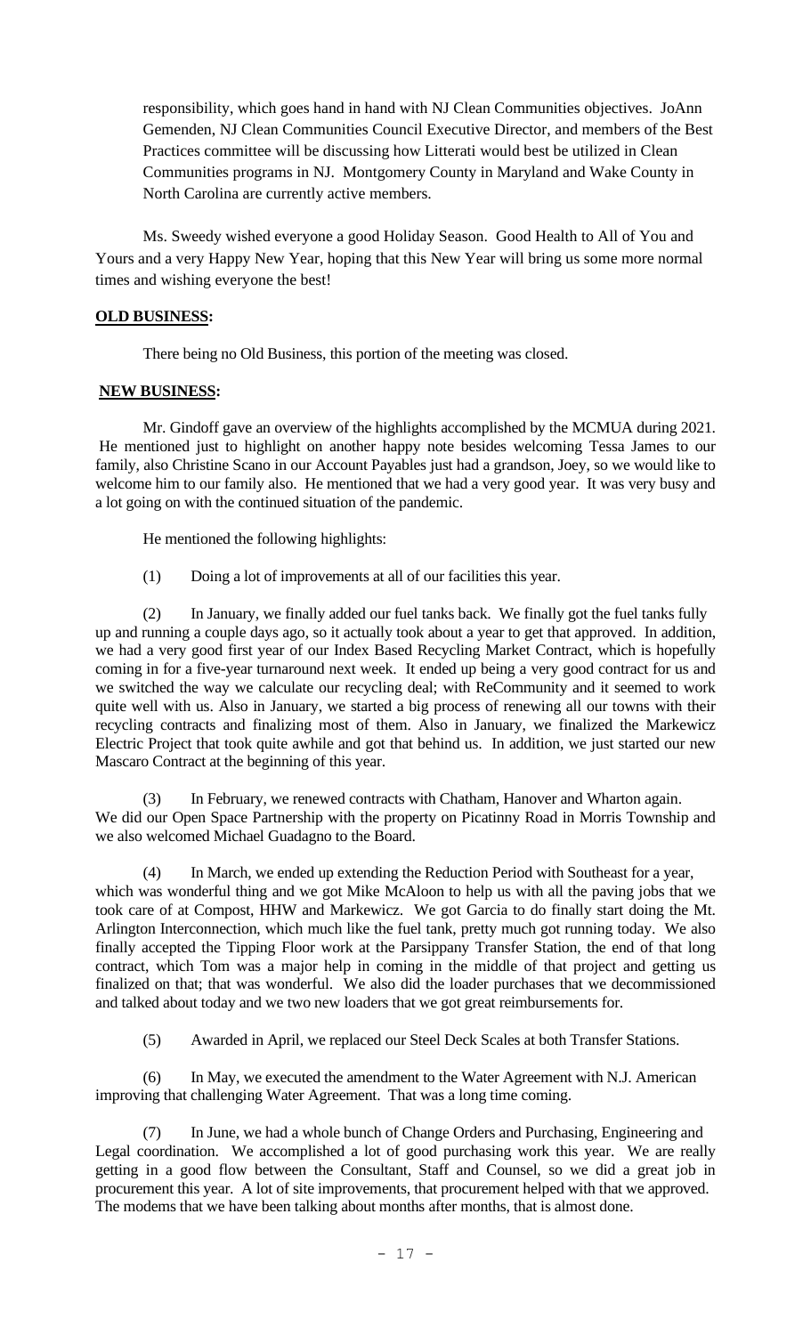responsibility, which goes hand in hand with NJ Clean Communities objectives. JoAnn Gemenden, NJ Clean Communities Council Executive Director, and members of the Best Practices committee will be discussing how Litterati would best be utilized in Clean Communities programs in NJ. Montgomery County in Maryland and Wake County in North Carolina are currently active members.

Ms. Sweedy wished everyone a good Holiday Season. Good Health to All of You and Yours and a very Happy New Year, hoping that this New Year will bring us some more normal times and wishing everyone the best!

**OLD BUSINESS:**

There being no Old Business, this portion of the meeting was closed.

**NEW BUSINESS:**

Mr. Gindoff gave an overview of the highlights accomplished by the MCMUA during 2021. He mentioned just to highlight on another happy note besides welcoming Tessa James to our family, also Christine Scano in our Account Payables just had a grandson, Joey, so we would like to welcome him to our family also. He mentioned that we had a very good year. It was very busy and a lot going on with the continued situation of the pandemic.

He mentioned the following highlights:

(1) Doing a lot of improvements at all of our facilities this year.

(2) In January, we finally added our fuel tanks back. We finally got the fuel tanks fully up and running a couple days ago, so it actually took about a year to get that approved. In addition, we had a very good first year of our Index Based Recycling Market Contract, which is hopefully coming in for a five-year turnaround next week. It ended up being a very good contract for us and we switched the way we calculate our recycling deal; with ReCommunity and it seemed to work quite well with us. Also in January, we started a big process of renewing all our towns with their recycling contracts and finalizing most of them. Also in January, we finalized the Markewicz Electric Project that took quite awhile and got that behind us. In addition, we just started our new Mascaro Contract at the beginning of this year.

(3) In February, we renewed contracts with Chatham, Hanover and Wharton again. We did our Open Space Partnership with the property on Picatinny Road in Morris Township and we also welcomed Michael Guadagno to the Board.

(4) In March, we ended up extending the Reduction Period with Southeast for a year, which was wonderful thing and we got Mike McAloon to help us with all the paving jobs that we took care of at Compost, HHW and Markewicz. We got Garcia to do finally start doing the Mt. Arlington Interconnection, which much like the fuel tank, pretty much got running today. We also finally accepted the Tipping Floor work at the Parsippany Transfer Station, the end of that long contract, which Tom was a major help in coming in the middle of that project and getting us finalized on that; that was wonderful. We also did the loader purchases that we decommissioned and talked about today and we two new loaders that we got great reimbursements for.

(5) Awarded in April, we replaced our Steel Deck Scales at both Transfer Stations.

(6) In May, we executed the amendment to the Water Agreement with N.J. American improving that challenging Water Agreement. That was a long time coming.

(7) In June, we had a whole bunch of Change Orders and Purchasing, Engineering and Legal coordination. We accomplished a lot of good purchasing work this year. We are really getting in a good flow between the Consultant, Staff and Counsel, so we did a great job in procurement this year. A lot of site improvements, that procurement helped with that we approved. The modems that we have been talking about months after months, that is almost done.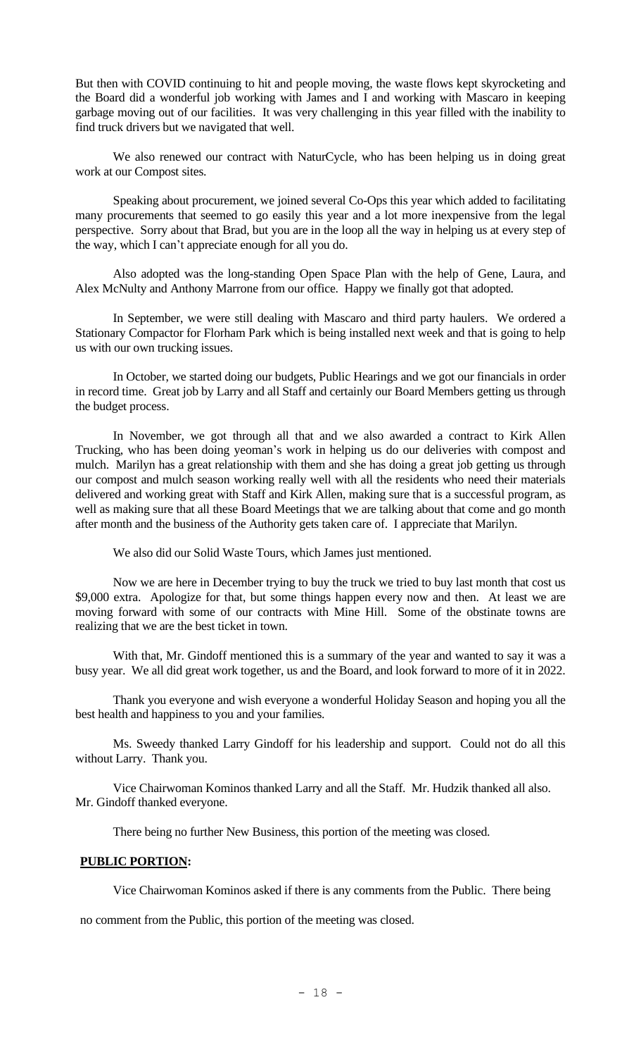But then with COVID continuing to hit and people moving, the waste flows kept skyrocketing and the Board did a wonderful job working with James and I and working with Mascaro in keeping garbage moving out of our facilities. It was very challenging in this year filled with the inability to find truck drivers but we navigated that well.

We also renewed our contract with NaturCycle, who has been helping us in doing great work at our Compost sites.

Speaking about procurement, we joined several Co-Ops this year which added to facilitating many procurements that seemed to go easily this year and a lot more inexpensive from the legal perspective. Sorry about that Brad, but you are in the loop all the way in helping us at every step of the way, which I can't appreciate enough for all you do.

Also adopted was the long-standing Open Space Plan with the help of Gene, Laura, and Alex McNulty and Anthony Marrone from our office. Happy we finally got that adopted.

In September, we were still dealing with Mascaro and third party haulers. We ordered a Stationary Compactor for Florham Park which is being installed next week and that is going to help us with our own trucking issues.

In October, we started doing our budgets, Public Hearings and we got our financials in order in record time. Great job by Larry and all Staff and certainly our Board Members getting us through the budget process.

In November, we got through all that and we also awarded a contract to Kirk Allen Trucking, who has been doing yeoman's work in helping us do our deliveries with compost and mulch. Marilyn has a great relationship with them and she has doing a great job getting us through our compost and mulch season working really well with all the residents who need their materials delivered and working great with Staff and Kirk Allen, making sure that is a successful program, as well as making sure that all these Board Meetings that we are talking about that come and go month after month and the business of the Authority gets taken care of. I appreciate that Marilyn.

We also did our Solid Waste Tours, which James just mentioned.

Now we are here in December trying to buy the truck we tried to buy last month that cost us $9,000 extra. Apologize for that, but some things happen every now and then. At least we are moving forward with some of our contracts with Mine Hill. Some of the obstinate towns are realizing that we are the best ticket in town.

With that, Mr. Gindoff mentioned this is a summary of the year and wanted to say it was a busy year. We all did great work together, us and the Board, and look forward to more of it in 2022.

Thank you everyone and wish everyone a wonderful Holiday Season and hoping you all the best health and happiness to you and your families.

Ms. Sweedy thanked Larry Gindoff for his leadership and support. Could not do all this without Larry. Thank you.

Vice Chairwoman Kominos thanked Larry and all the Staff. Mr. Hudzik thanked all also. Mr. Gindoff thanked everyone.

There being no further New Business, this portion of the meeting was closed.

**PUBLIC PORTION:**

Vice Chairwoman Kominos asked if there is any comments from the Public. There being no comment from the Public, this portion of the meeting was closed.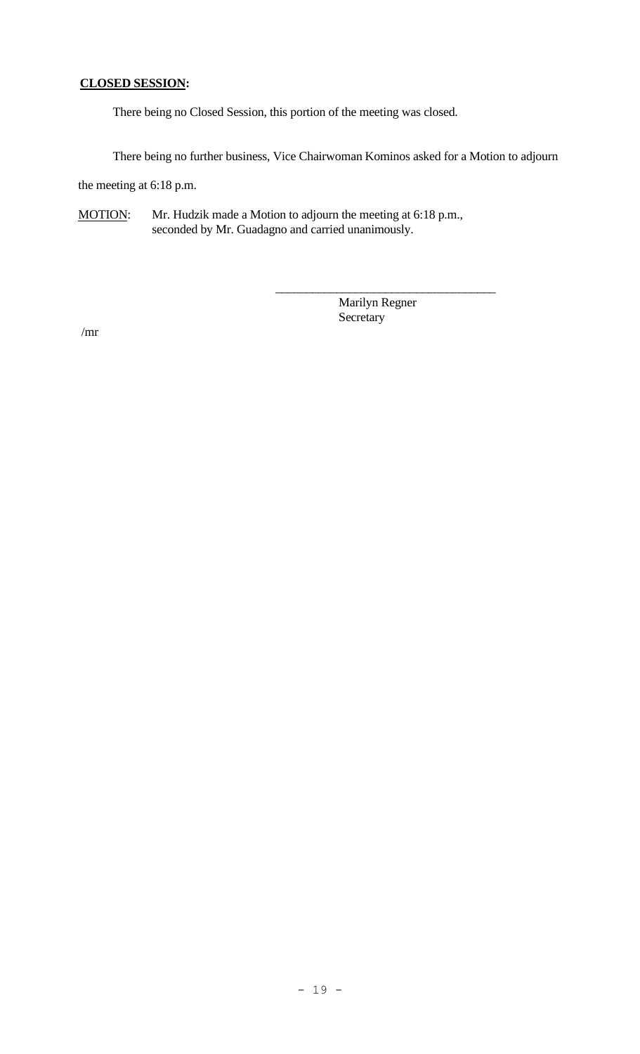**CLOSED SESSION:**

There being no Closed Session, this portion of the meeting was closed.

There being no further business, Vice Chairwoman Kominos asked for a Motion to adjourn the meeting at 6:18 p.m.

MOTION: Mr. Hudzik made a Motion to adjourn the meeting at 6:18 p.m., seconded by Mr. Guadagno and carried unanimously.

\_\_\_\_\_\_\_\_\_\_\_\_\_\_\_\_\_\_\_\_\_\_\_\_\_\_\_\_\_\_\_\_\_\_\_\_

Marilyn Regner
Secretary

/mr